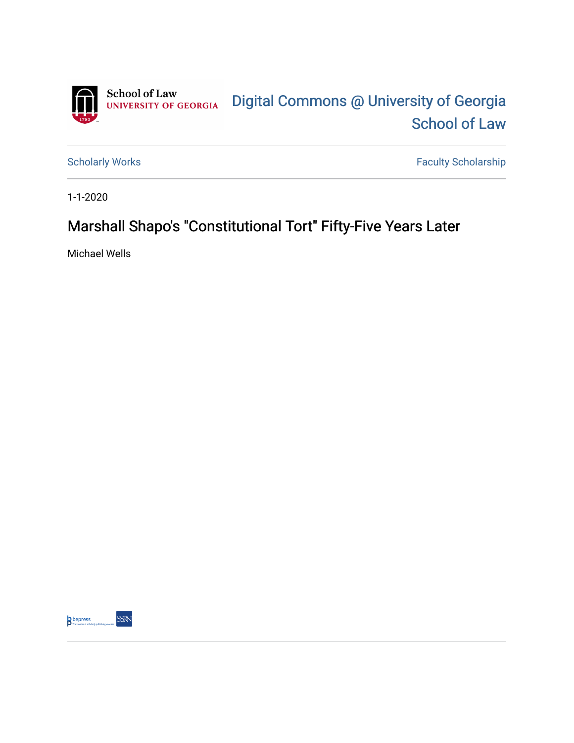School of Law
UNIVERSITY OF GEORGIA

Digital Commons @ University of Georgia School of Law

Scholarly Works | Faculty Scholarship

1-1-2020

# Marshall Shapo's "Constitutional Tort" Fifty-Five Years Later

Michael Wells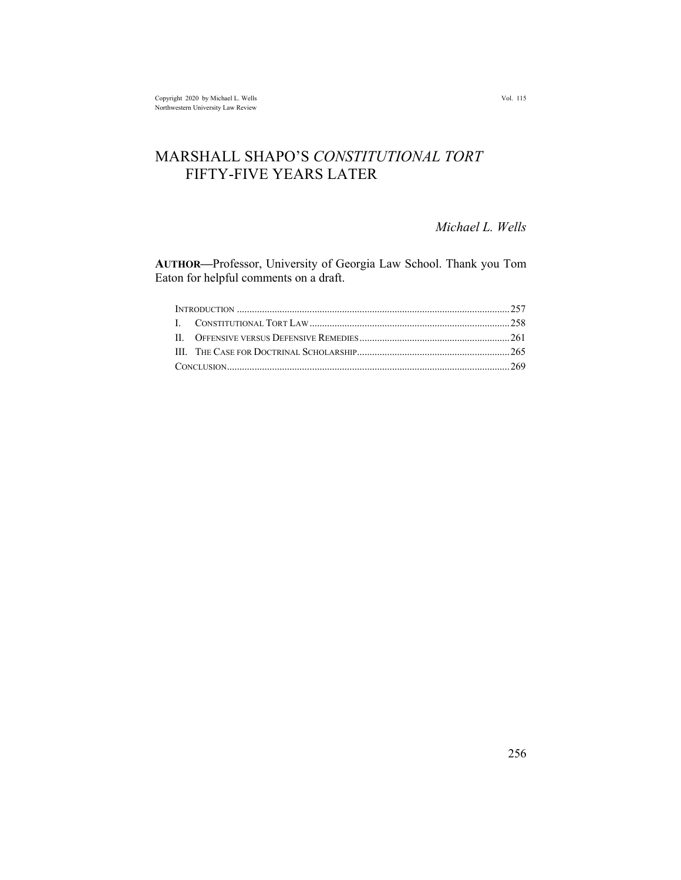Copyright 2020 by Michael L. Wells
Northwestern University Law Review

# MARSHALL SHAPO'S *CONSTITUTIONAL TORT* FIFTY-FIVE YEARS LATER

*Michael L. Wells*

**AUTHOR**—Professor, University of Georgia Law School. Thank you Tom Eaton for helpful comments on a draft.

| | |
|---|---|
| INTRODUCTION | 257 |
| I. CONSTITUTIONAL TORT LAW | 258 |
| II. OFFENSIVE VERSUS DEFENSIVE REMEDIES | 261 |
| III. THE CASE FOR DOCTRINAL SCHOLARSHIP | 265 |
| CONCLUSION | 269 |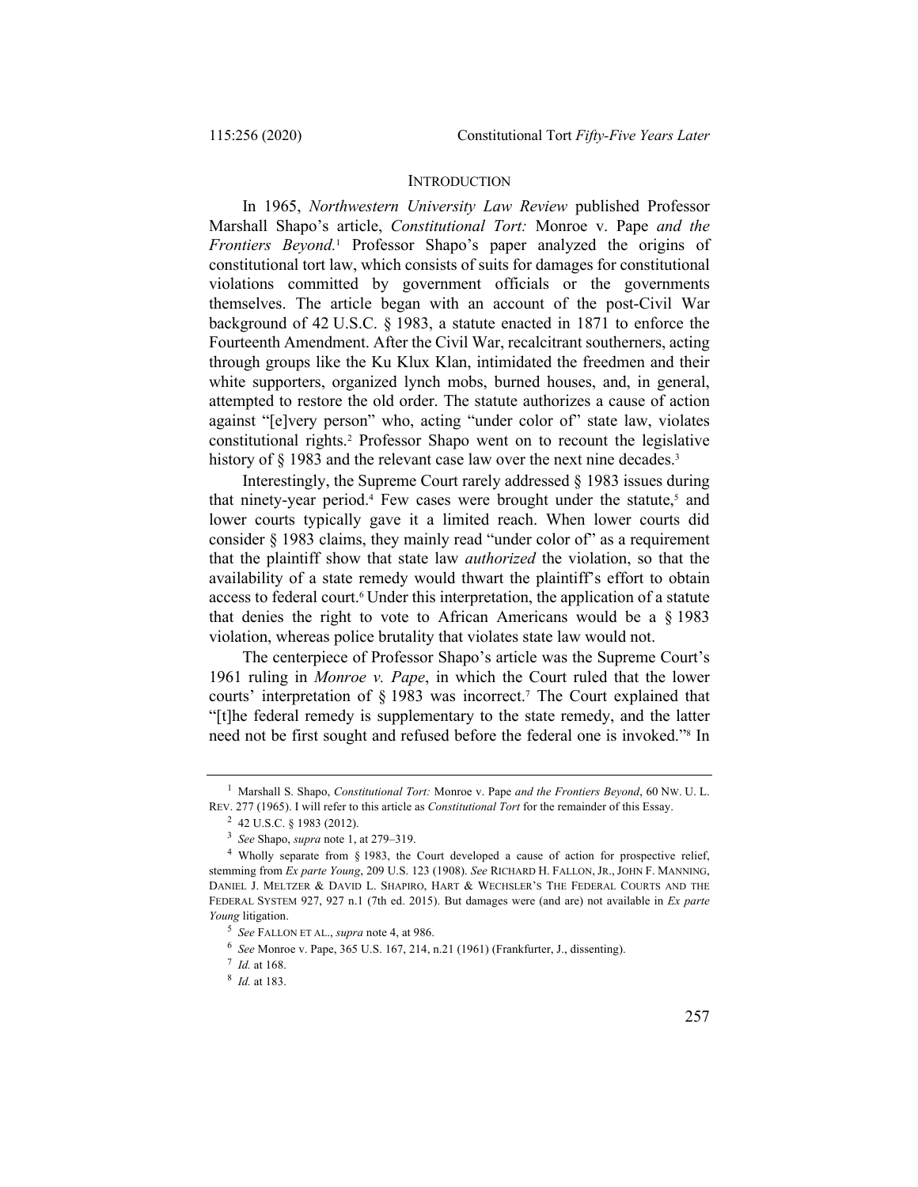## INTRODUCTION

In 1965, *Northwestern University Law Review* published Professor Marshall Shapo's article, *Constitutional Tort:* Monroe v. Pape *and the Frontiers Beyond.*[1] Professor Shapo's paper analyzed the origins of constitutional tort law, which consists of suits for damages for constitutional violations committed by government officials or the governments themselves. The article began with an account of the post-Civil War background of 42 U.S.C. § 1983, a statute enacted in 1871 to enforce the Fourteenth Amendment. After the Civil War, recalcitrant southerners, acting through groups like the Ku Klux Klan, intimidated the freedmen and their white supporters, organized lynch mobs, burned houses, and, in general, attempted to restore the old order. The statute authorizes a cause of action against "[e]very person" who, acting "under color of" state law, violates constitutional rights.[2] Professor Shapo went on to recount the legislative history of § 1983 and the relevant case law over the next nine decades.[3]

Interestingly, the Supreme Court rarely addressed § 1983 issues during that ninety-year period.[4] Few cases were brought under the statute,[5] and lower courts typically gave it a limited reach. When lower courts did consider § 1983 claims, they mainly read "under color of" as a requirement that the plaintiff show that state law *authorized* the violation, so that the availability of a state remedy would thwart the plaintiff's effort to obtain access to federal court.[6] Under this interpretation, the application of a statute that denies the right to vote to African Americans would be a § 1983 violation, whereas police brutality that violates state law would not.

The centerpiece of Professor Shapo's article was the Supreme Court's 1961 ruling in *Monroe v. Pape*, in which the Court ruled that the lower courts' interpretation of § 1983 was incorrect.[7] The Court explained that "[t]he federal remedy is supplementary to the state remedy, and the latter need not be first sought and refused before the federal one is invoked."[8] In

---

[1] Marshall S. Shapo, *Constitutional Tort:* Monroe v. Pape *and the Frontiers Beyond*, 60 NW. U. L. REV. 277 (1965). I will refer to this article as *Constitutional Tort* for the remainder of this Essay.

[2] 42 U.S.C. § 1983 (2012).

[3] *See* Shapo, *supra* note 1, at 279–319.

[4] Wholly separate from § 1983, the Court developed a cause of action for prospective relief, stemming from *Ex parte Young*, 209 U.S. 123 (1908). *See* RICHARD H. FALLON, JR., JOHN F. MANNING, DANIEL J. MELTZER & DAVID L. SHAPIRO, HART & WECHSLER'S THE FEDERAL COURTS AND THE FEDERAL SYSTEM 927, 927 n.1 (7th ed. 2015). But damages were (and are) not available in *Ex parte Young* litigation.

[5] *See* FALLON ET AL., *supra* note 4, at 986.

[6] *See* Monroe v. Pape, 365 U.S. 167, 214, n.21 (1961) (Frankfurter, J., dissenting).

[7] *Id.* at 168.

[8] *Id.* at 183.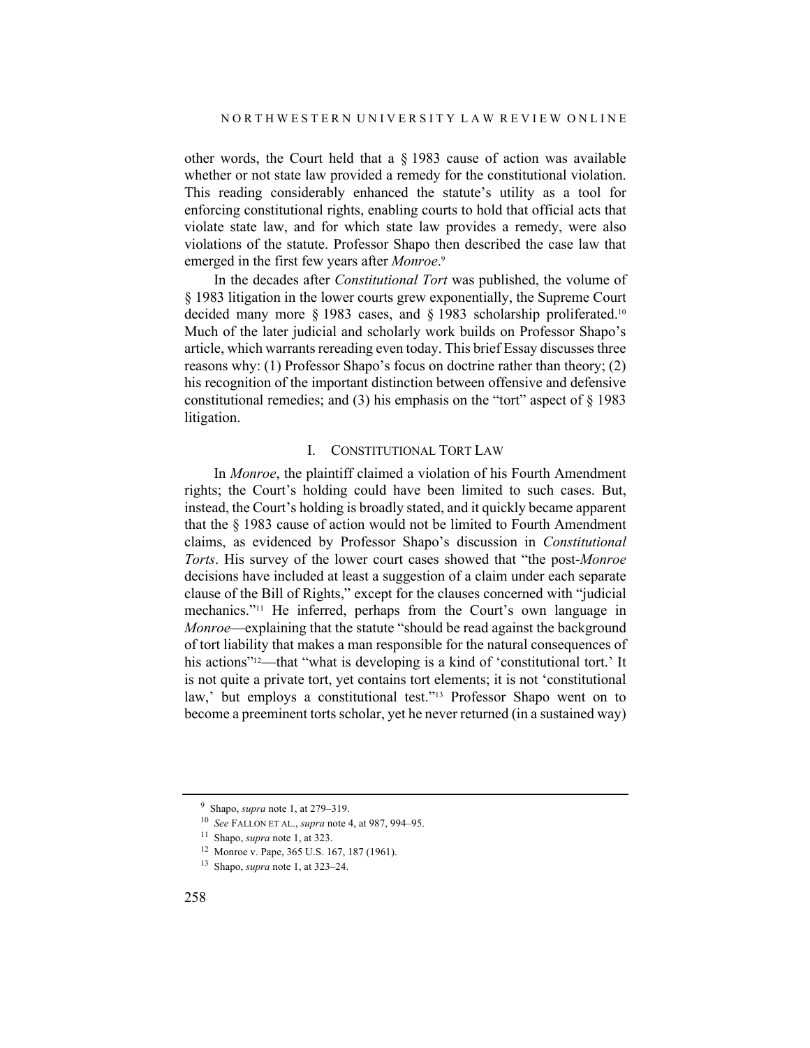other words, the Court held that a § 1983 cause of action was available whether or not state law provided a remedy for the constitutional violation. This reading considerably enhanced the statute's utility as a tool for enforcing constitutional rights, enabling courts to hold that official acts that violate state law, and for which state law provides a remedy, were also violations of the statute. Professor Shapo then described the case law that emerged in the first few years after *Monroe*.[9]

In the decades after *Constitutional Tort* was published, the volume of § 1983 litigation in the lower courts grew exponentially, the Supreme Court decided many more § 1983 cases, and § 1983 scholarship proliferated.[10] Much of the later judicial and scholarly work builds on Professor Shapo's article, which warrants rereading even today. This brief Essay discusses three reasons why: (1) Professor Shapo's focus on doctrine rather than theory; (2) his recognition of the important distinction between offensive and defensive constitutional remedies; and (3) his emphasis on the "tort" aspect of § 1983 litigation.

## I. CONSTITUTIONAL TORT LAW

In *Monroe*, the plaintiff claimed a violation of his Fourth Amendment rights; the Court's holding could have been limited to such cases. But, instead, the Court's holding is broadly stated, and it quickly became apparent that the § 1983 cause of action would not be limited to Fourth Amendment claims, as evidenced by Professor Shapo's discussion in *Constitutional Torts*. His survey of the lower court cases showed that "the post-*Monroe* decisions have included at least a suggestion of a claim under each separate clause of the Bill of Rights," except for the clauses concerned with "judicial mechanics."[11] He inferred, perhaps from the Court's own language in *Monroe*—explaining that the statute "should be read against the background of tort liability that makes a man responsible for the natural consequences of his actions"[12]—that "what is developing is a kind of 'constitutional tort.' It is not quite a private tort, yet contains tort elements; it is not 'constitutional law,' but employs a constitutional test."[13] Professor Shapo went on to become a preeminent torts scholar, yet he never returned (in a sustained way)

---

[9] Shapo, *supra* note 1, at 279–319.

[10] *See* FALLON ET AL., *supra* note 4, at 987, 994–95.

[11] Shapo, *supra* note 1, at 323.

[12] Monroe v. Pape, 365 U.S. 167, 187 (1961).

[13] Shapo, *supra* note 1, at 323–24.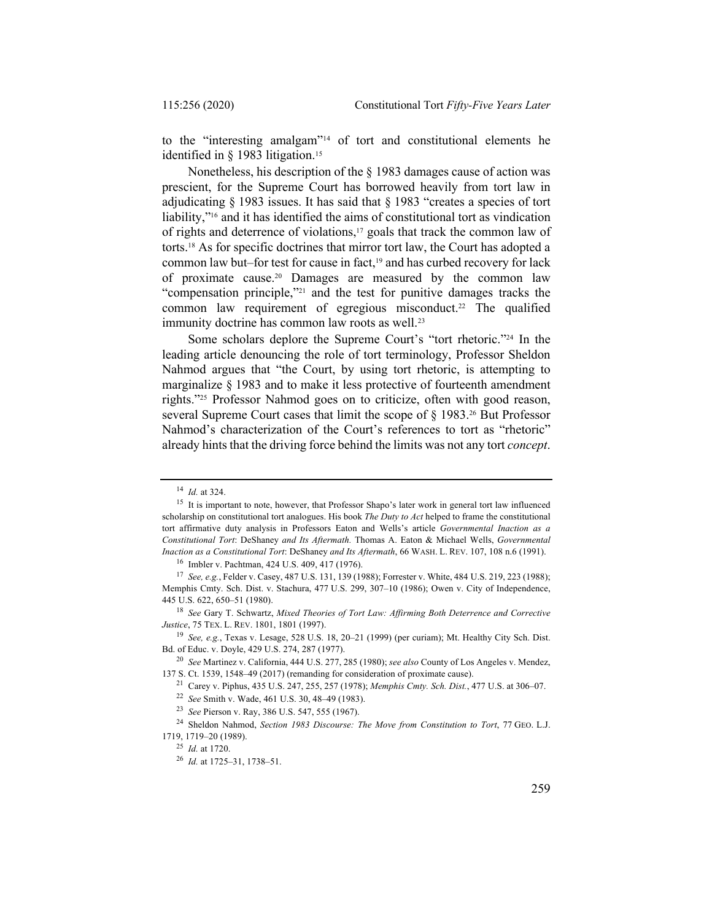to the "interesting amalgam"[14] of tort and constitutional elements he identified in § 1983 litigation.[15]

Nonetheless, his description of the § 1983 damages cause of action was prescient, for the Supreme Court has borrowed heavily from tort law in adjudicating § 1983 issues. It has said that § 1983 "creates a species of tort liability,"[16] and it has identified the aims of constitutional tort as vindication of rights and deterrence of violations,[17] goals that track the common law of torts.[18] As for specific doctrines that mirror tort law, the Court has adopted a common law but–for test for cause in fact,[19] and has curbed recovery for lack of proximate cause.[20] Damages are measured by the common law "compensation principle,"[21] and the test for punitive damages tracks the common law requirement of egregious misconduct.[22] The qualified immunity doctrine has common law roots as well.[23]

Some scholars deplore the Supreme Court's "tort rhetoric."[24] In the leading article denouncing the role of tort terminology, Professor Sheldon Nahmod argues that "the Court, by using tort rhetoric, is attempting to marginalize § 1983 and to make it less protective of fourteenth amendment rights."[25] Professor Nahmod goes on to criticize, often with good reason, several Supreme Court cases that limit the scope of § 1983.[26] But Professor Nahmod's characterization of the Court's references to tort as "rhetoric" already hints that the driving force behind the limits was not any tort *concept*.

---

[14] *Id.* at 324.

[15] It is important to note, however, that Professor Shapo's later work in general tort law influenced scholarship on constitutional tort analogues. His book *The Duty to Act* helped to frame the constitutional tort affirmative duty analysis in Professors Eaton and Wells's article *Governmental Inaction as a Constitutional Tort*: DeShaney *and Its Aftermath*. Thomas A. Eaton & Michael Wells, *Governmental Inaction as a Constitutional Tort*: DeShaney *and Its Aftermath*, 66 WASH. L. REV. 107, 108 n.6 (1991).

[16] Imbler v. Pachtman, 424 U.S. 409, 417 (1976).

[17] *See, e.g.*, Felder v. Casey, 487 U.S. 131, 139 (1988); Forrester v. White, 484 U.S. 219, 223 (1988); Memphis Cmty. Sch. Dist. v. Stachura, 477 U.S. 299, 307–10 (1986); Owen v. City of Independence, 445 U.S. 622, 650–51 (1980).

[18] *See* Gary T. Schwartz, *Mixed Theories of Tort Law: Affirming Both Deterrence and Corrective Justice*, 75 TEX. L. REV. 1801, 1801 (1997).

[19] *See, e.g.*, Texas v. Lesage, 528 U.S. 18, 20–21 (1999) (per curiam); Mt. Healthy City Sch. Dist. Bd. of Educ. v. Doyle, 429 U.S. 274, 287 (1977).

[20] *See* Martinez v. California, 444 U.S. 277, 285 (1980); *see also* County of Los Angeles v. Mendez, 137 S. Ct. 1539, 1548–49 (2017) (remanding for consideration of proximate cause).

[21] Carey v. Piphus, 435 U.S. 247, 255, 257 (1978); *Memphis Cmty. Sch. Dist.*, 477 U.S. at 306–07.

[22] *See* Smith v. Wade, 461 U.S. 30, 48–49 (1983).

[23] *See* Pierson v. Ray, 386 U.S. 547, 555 (1967).

[24] Sheldon Nahmod, *Section 1983 Discourse: The Move from Constitution to Tort*, 77 GEO. L.J. 1719, 1719–20 (1989).

[25] *Id.* at 1720.

[26] *Id.* at 1725–31, 1738–51.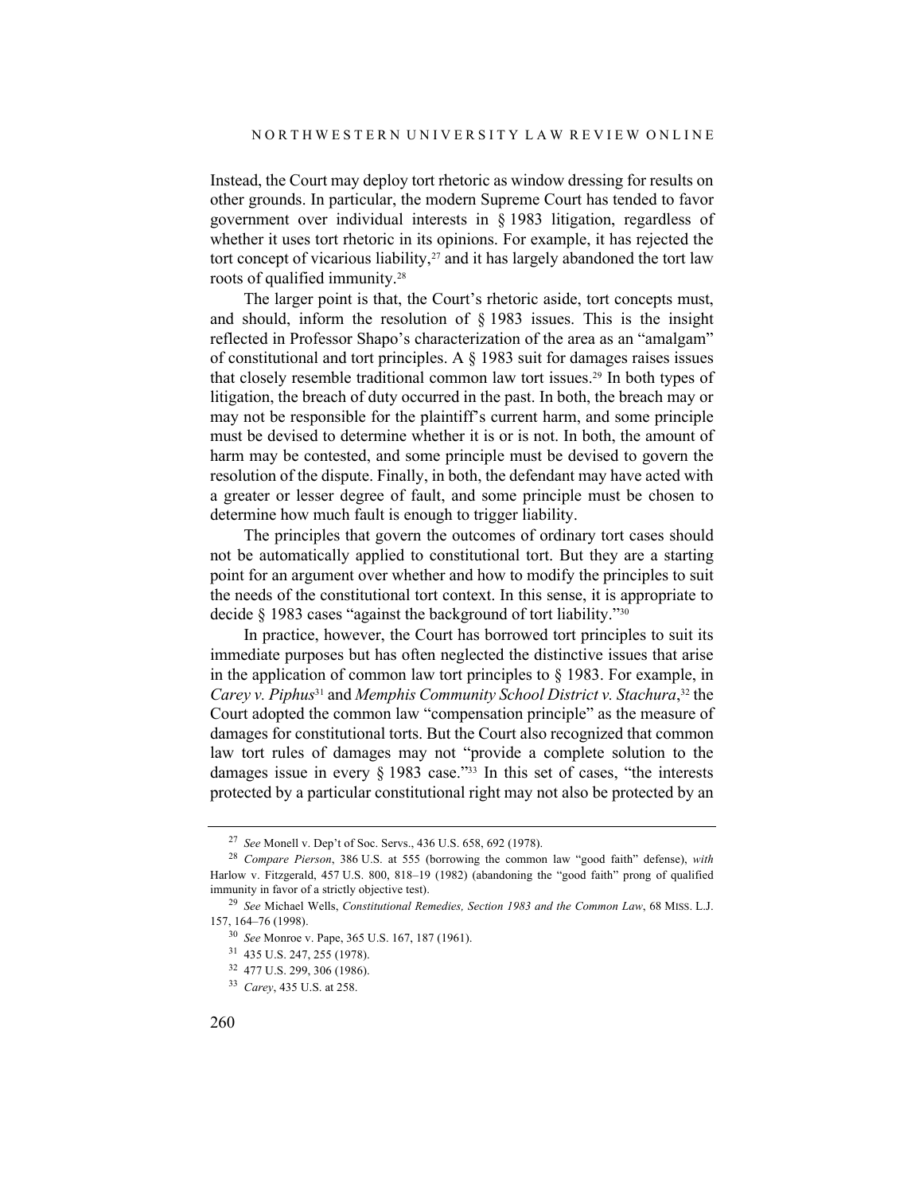Instead, the Court may deploy tort rhetoric as window dressing for results on other grounds. In particular, the modern Supreme Court has tended to favor government over individual interests in § 1983 litigation, regardless of whether it uses tort rhetoric in its opinions. For example, it has rejected the tort concept of vicarious liability,[27] and it has largely abandoned the tort law roots of qualified immunity.[28]

The larger point is that, the Court's rhetoric aside, tort concepts must, and should, inform the resolution of § 1983 issues. This is the insight reflected in Professor Shapo's characterization of the area as an "amalgam" of constitutional and tort principles. A § 1983 suit for damages raises issues that closely resemble traditional common law tort issues.[29] In both types of litigation, the breach of duty occurred in the past. In both, the breach may or may not be responsible for the plaintiff's current harm, and some principle must be devised to determine whether it is or is not. In both, the amount of harm may be contested, and some principle must be devised to govern the resolution of the dispute. Finally, in both, the defendant may have acted with a greater or lesser degree of fault, and some principle must be chosen to determine how much fault is enough to trigger liability.

The principles that govern the outcomes of ordinary tort cases should not be automatically applied to constitutional tort. But they are a starting point for an argument over whether and how to modify the principles to suit the needs of the constitutional tort context. In this sense, it is appropriate to decide § 1983 cases "against the background of tort liability."[30]

In practice, however, the Court has borrowed tort principles to suit its immediate purposes but has often neglected the distinctive issues that arise in the application of common law tort principles to § 1983. For example, in *Carey v. Piphus*[31] and *Memphis Community School District v. Stachura*,[32] the Court adopted the common law "compensation principle" as the measure of damages for constitutional torts. But the Court also recognized that common law tort rules of damages may not "provide a complete solution to the damages issue in every § 1983 case."[33] In this set of cases, "the interests protected by a particular constitutional right may not also be protected by an

---

[27] *See* Monell v. Dep't of Soc. Servs., 436 U.S. 658, 692 (1978).

[28] *Compare Pierson*, 386 U.S. at 555 (borrowing the common law "good faith" defense), *with* Harlow v. Fitzgerald, 457 U.S. 800, 818–19 (1982) (abandoning the "good faith" prong of qualified immunity in favor of a strictly objective test).

[29] *See* Michael Wells, *Constitutional Remedies, Section 1983 and the Common Law*, 68 MISS. L.J. 157, 164–76 (1998).

[30] *See* Monroe v. Pape, 365 U.S. 167, 187 (1961).

[31] 435 U.S. 247, 255 (1978).

[32] 477 U.S. 299, 306 (1986).

[33] *Carey*, 435 U.S. at 258.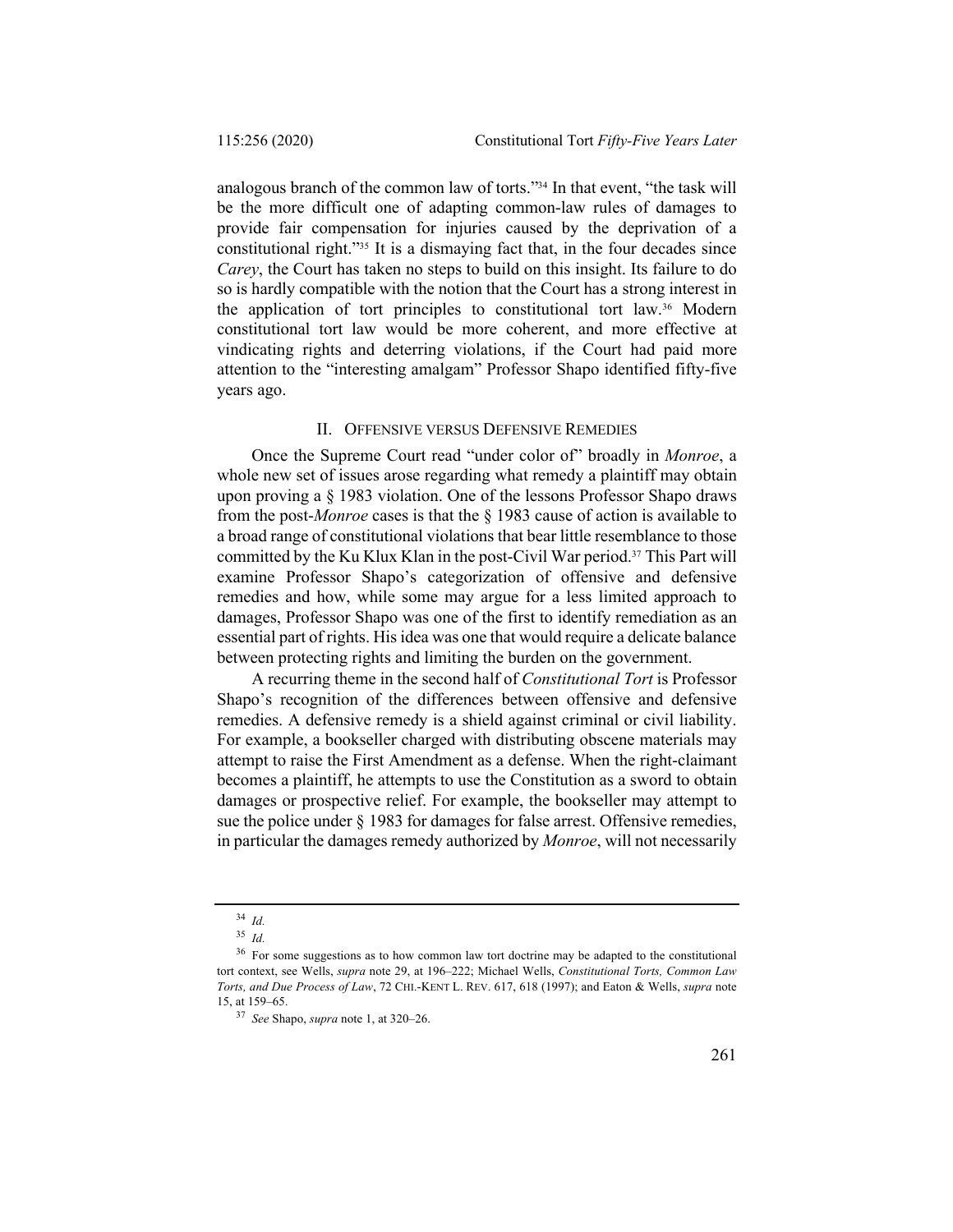analogous branch of the common law of torts."[34] In that event, "the task will be the more difficult one of adapting common-law rules of damages to provide fair compensation for injuries caused by the deprivation of a constitutional right."[35] It is a dismaying fact that, in the four decades since *Carey*, the Court has taken no steps to build on this insight. Its failure to do so is hardly compatible with the notion that the Court has a strong interest in the application of tort principles to constitutional tort law.[36] Modern constitutional tort law would be more coherent, and more effective at vindicating rights and deterring violations, if the Court had paid more attention to the "interesting amalgam" Professor Shapo identified fifty-five years ago.

## II. Offensive versus Defensive Remedies

Once the Supreme Court read "under color of" broadly in *Monroe*, a whole new set of issues arose regarding what remedy a plaintiff may obtain upon proving a § 1983 violation. One of the lessons Professor Shapo draws from the post-*Monroe* cases is that the § 1983 cause of action is available to a broad range of constitutional violations that bear little resemblance to those committed by the Ku Klux Klan in the post-Civil War period.[37] This Part will examine Professor Shapo's categorization of offensive and defensive remedies and how, while some may argue for a less limited approach to damages, Professor Shapo was one of the first to identify remediation as an essential part of rights. His idea was one that would require a delicate balance between protecting rights and limiting the burden on the government.

A recurring theme in the second half of *Constitutional Tort* is Professor Shapo's recognition of the differences between offensive and defensive remedies. A defensive remedy is a shield against criminal or civil liability. For example, a bookseller charged with distributing obscene materials may attempt to raise the First Amendment as a defense. When the right-claimant becomes a plaintiff, he attempts to use the Constitution as a sword to obtain damages or prospective relief. For example, the bookseller may attempt to sue the police under § 1983 for damages for false arrest. Offensive remedies, in particular the damages remedy authorized by *Monroe*, will not necessarily

---

[34] *Id.*

[35] *Id.*

[36] For some suggestions as to how common law tort doctrine may be adapted to the constitutional tort context, see Wells, *supra* note 29, at 196–222; Michael Wells, *Constitutional Torts, Common Law Torts, and Due Process of Law*, 72 Chi.-Kent L. Rev. 617, 618 (1997); and Eaton & Wells, *supra* note 15, at 159–65.

[37] *See* Shapo, *supra* note 1, at 320–26.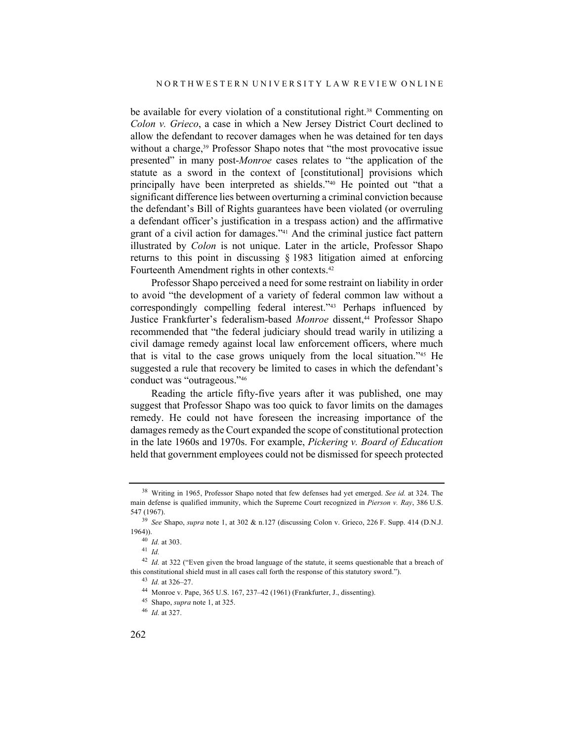be available for every violation of a constitutional right.[38] Commenting on *Colon v. Grieco*, a case in which a New Jersey District Court declined to allow the defendant to recover damages when he was detained for ten days without a charge,[39] Professor Shapo notes that "the most provocative issue presented" in many post-*Monroe* cases relates to "the application of the statute as a sword in the context of [constitutional] provisions which principally have been interpreted as shields."[40] He pointed out "that a significant difference lies between overturning a criminal conviction because the defendant's Bill of Rights guarantees have been violated (or overruling a defendant officer's justification in a trespass action) and the affirmative grant of a civil action for damages."[41] And the criminal justice fact pattern illustrated by *Colon* is not unique. Later in the article, Professor Shapo returns to this point in discussing § 1983 litigation aimed at enforcing Fourteenth Amendment rights in other contexts.[42]

Professor Shapo perceived a need for some restraint on liability in order to avoid "the development of a variety of federal common law without a correspondingly compelling federal interest."[43] Perhaps influenced by Justice Frankfurter's federalism-based *Monroe* dissent,[44] Professor Shapo recommended that "the federal judiciary should tread warily in utilizing a civil damage remedy against local law enforcement officers, where much that is vital to the case grows uniquely from the local situation."[45] He suggested a rule that recovery be limited to cases in which the defendant's conduct was "outrageous."[46]

Reading the article fifty-five years after it was published, one may suggest that Professor Shapo was too quick to favor limits on the damages remedy. He could not have foreseen the increasing importance of the damages remedy as the Court expanded the scope of constitutional protection in the late 1960s and 1970s. For example, *Pickering v. Board of Education* held that government employees could not be dismissed for speech protected

---

[38] Writing in 1965, Professor Shapo noted that few defenses had yet emerged. *See id.* at 324. The main defense is qualified immunity, which the Supreme Court recognized in *Pierson v. Ray*, 386 U.S. 547 (1967).

[39] *See* Shapo, *supra* note 1, at 302 & n.127 (discussing Colon v. Grieco, 226 F. Supp. 414 (D.N.J. 1964)).

[40] *Id.* at 303.

[41] *Id.*

[42] *Id.* at 322 ("Even given the broad language of the statute, it seems questionable that a breach of this constitutional shield must in all cases call forth the response of this statutory sword.").

[43] *Id.* at 326–27.

[44] Monroe v. Pape, 365 U.S. 167, 237–42 (1961) (Frankfurter, J., dissenting).

[45] Shapo, *supra* note 1, at 325.

[46] *Id.* at 327.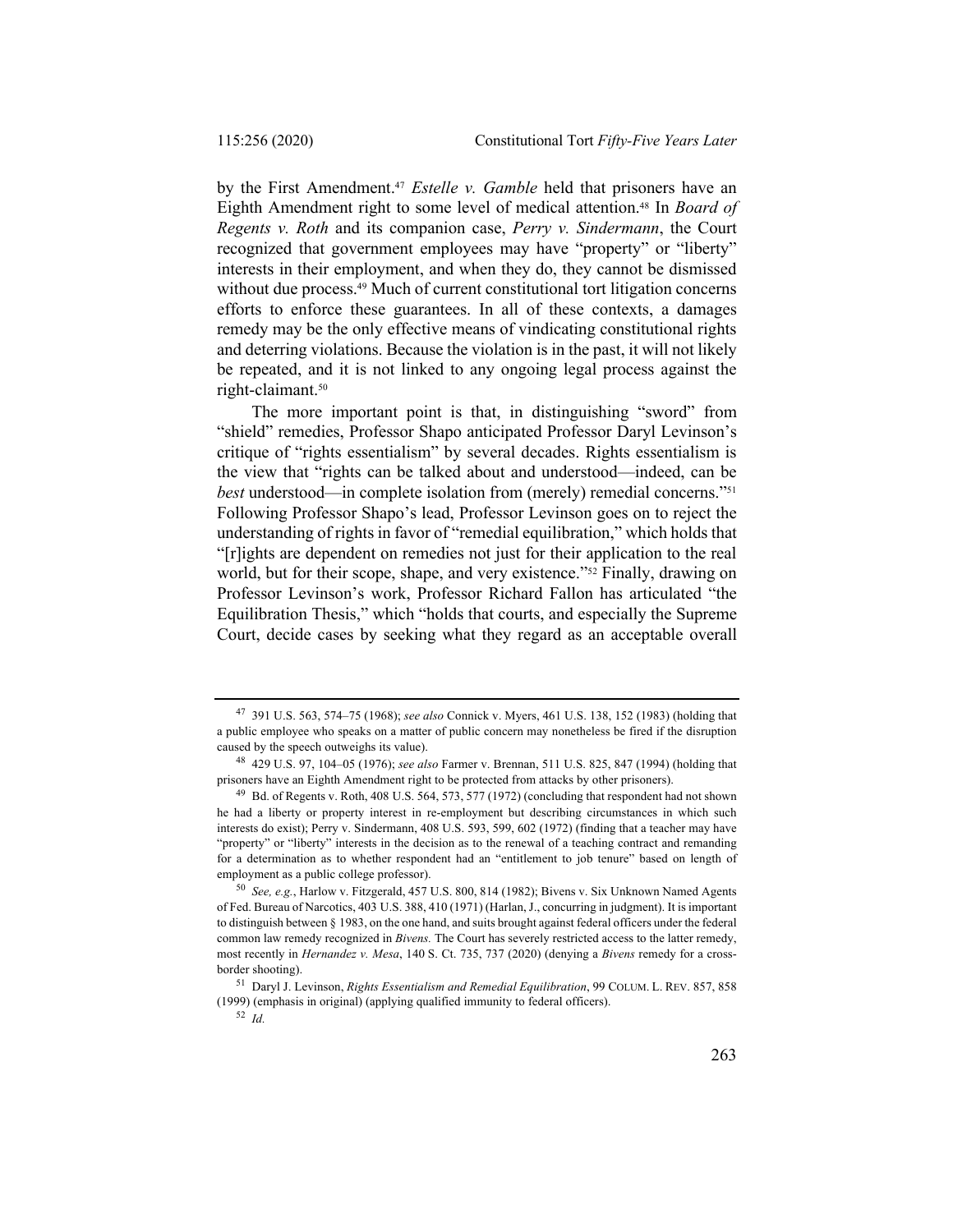by the First Amendment.[47] *Estelle v. Gamble* held that prisoners have an Eighth Amendment right to some level of medical attention.[48] In *Board of Regents v. Roth* and its companion case, *Perry v. Sindermann*, the Court recognized that government employees may have "property" or "liberty" interests in their employment, and when they do, they cannot be dismissed without due process.[49] Much of current constitutional tort litigation concerns efforts to enforce these guarantees. In all of these contexts, a damages remedy may be the only effective means of vindicating constitutional rights and deterring violations. Because the violation is in the past, it will not likely be repeated, and it is not linked to any ongoing legal process against the right-claimant.[50]

The more important point is that, in distinguishing "sword" from "shield" remedies, Professor Shapo anticipated Professor Daryl Levinson's critique of "rights essentialism" by several decades. Rights essentialism is the view that "rights can be talked about and understood—indeed, can be *best* understood—in complete isolation from (merely) remedial concerns."[51] Following Professor Shapo's lead, Professor Levinson goes on to reject the understanding of rights in favor of "remedial equilibration," which holds that "[r]ights are dependent on remedies not just for their application to the real world, but for their scope, shape, and very existence."[52] Finally, drawing on Professor Levinson's work, Professor Richard Fallon has articulated "the Equilibration Thesis," which "holds that courts, and especially the Supreme Court, decide cases by seeking what they regard as an acceptable overall

---

[47] 391 U.S. 563, 574–75 (1968); *see also* Connick v. Myers, 461 U.S. 138, 152 (1983) (holding that a public employee who speaks on a matter of public concern may nonetheless be fired if the disruption caused by the speech outweighs its value).

[48] 429 U.S. 97, 104–05 (1976); *see also* Farmer v. Brennan, 511 U.S. 825, 847 (1994) (holding that prisoners have an Eighth Amendment right to be protected from attacks by other prisoners).

[49] Bd. of Regents v. Roth, 408 U.S. 564, 573, 577 (1972) (concluding that respondent had not shown he had a liberty or property interest in re-employment but describing circumstances in which such interests do exist); Perry v. Sindermann, 408 U.S. 593, 599, 602 (1972) (finding that a teacher may have "property" or "liberty" interests in the decision as to the renewal of a teaching contract and remanding for a determination as to whether respondent had an "entitlement to job tenure" based on length of employment as a public college professor).

[50] *See, e.g.*, Harlow v. Fitzgerald, 457 U.S. 800, 814 (1982); Bivens v. Six Unknown Named Agents of Fed. Bureau of Narcotics, 403 U.S. 388, 410 (1971) (Harlan, J., concurring in judgment). It is important to distinguish between § 1983, on the one hand, and suits brought against federal officers under the federal common law remedy recognized in *Bivens.* The Court has severely restricted access to the latter remedy, most recently in *Hernandez v. Mesa*, 140 S. Ct. 735, 737 (2020) (denying a *Bivens* remedy for a cross-border shooting).

[51] Daryl J. Levinson, *Rights Essentialism and Remedial Equilibration*, 99 COLUM. L. REV. 857, 858 (1999) (emphasis in original) (applying qualified immunity to federal officers).

[52] *Id.*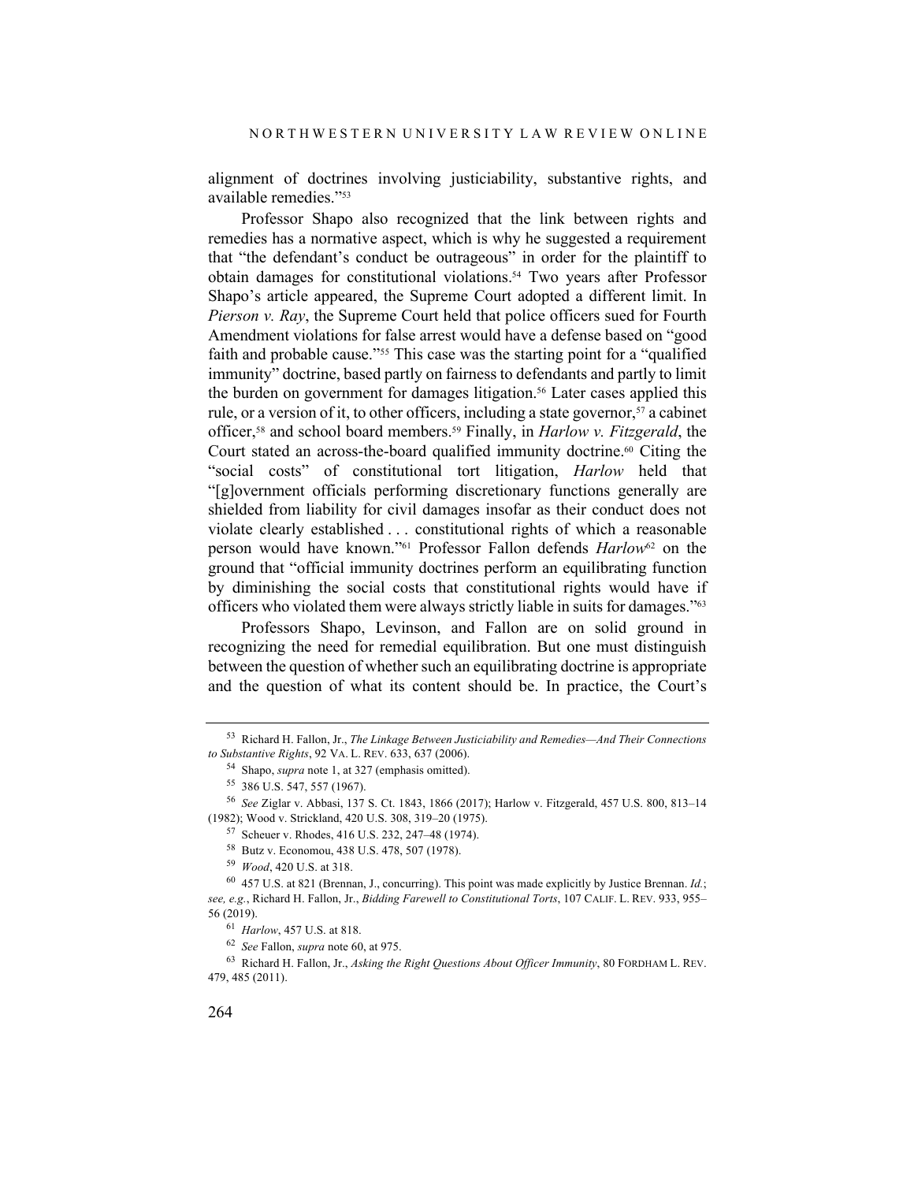alignment of doctrines involving justiciability, substantive rights, and available remedies."[53]

Professor Shapo also recognized that the link between rights and remedies has a normative aspect, which is why he suggested a requirement that "the defendant's conduct be outrageous" in order for the plaintiff to obtain damages for constitutional violations.[54] Two years after Professor Shapo's article appeared, the Supreme Court adopted a different limit. In *Pierson v. Ray*, the Supreme Court held that police officers sued for Fourth Amendment violations for false arrest would have a defense based on "good faith and probable cause."[55] This case was the starting point for a "qualified immunity" doctrine, based partly on fairness to defendants and partly to limit the burden on government for damages litigation.[56] Later cases applied this rule, or a version of it, to other officers, including a state governor,[57] a cabinet officer,[58] and school board members.[59] Finally, in *Harlow v. Fitzgerald*, the Court stated an across-the-board qualified immunity doctrine.[60] Citing the "social costs" of constitutional tort litigation, *Harlow* held that "[g]overnment officials performing discretionary functions generally are shielded from liability for civil damages insofar as their conduct does not violate clearly established . . . constitutional rights of which a reasonable person would have known."[61] Professor Fallon defends *Harlow*[62] on the ground that "official immunity doctrines perform an equilibrating function by diminishing the social costs that constitutional rights would have if officers who violated them were always strictly liable in suits for damages."[63]

Professors Shapo, Levinson, and Fallon are on solid ground in recognizing the need for remedial equilibration. But one must distinguish between the question of whether such an equilibrating doctrine is appropriate and the question of what its content should be. In practice, the Court's

---

[53] Richard H. Fallon, Jr., *The Linkage Between Justiciability and Remedies—And Their Connections to Substantive Rights*, 92 VA. L. REV. 633, 637 (2006).

[54] Shapo, *supra* note 1, at 327 (emphasis omitted).

[55] 386 U.S. 547, 557 (1967).

[56] *See* Ziglar v. Abbasi, 137 S. Ct. 1843, 1866 (2017); Harlow v. Fitzgerald, 457 U.S. 800, 813–14 (1982); Wood v. Strickland, 420 U.S. 308, 319–20 (1975).

[57] Scheuer v. Rhodes, 416 U.S. 232, 247–48 (1974).

[58] Butz v. Economou, 438 U.S. 478, 507 (1978).

[59] *Wood*, 420 U.S. at 318.

[60] 457 U.S. at 821 (Brennan, J., concurring). This point was made explicitly by Justice Brennan. *Id.*; *see, e.g.*, Richard H. Fallon, Jr., *Bidding Farewell to Constitutional Torts*, 107 CALIF. L. REV. 933, 955–56 (2019).

[61] *Harlow*, 457 U.S. at 818.

[62] *See* Fallon, *supra* note 60, at 975.

[63] Richard H. Fallon, Jr., *Asking the Right Questions About Officer Immunity*, 80 FORDHAM L. REV. 479, 485 (2011).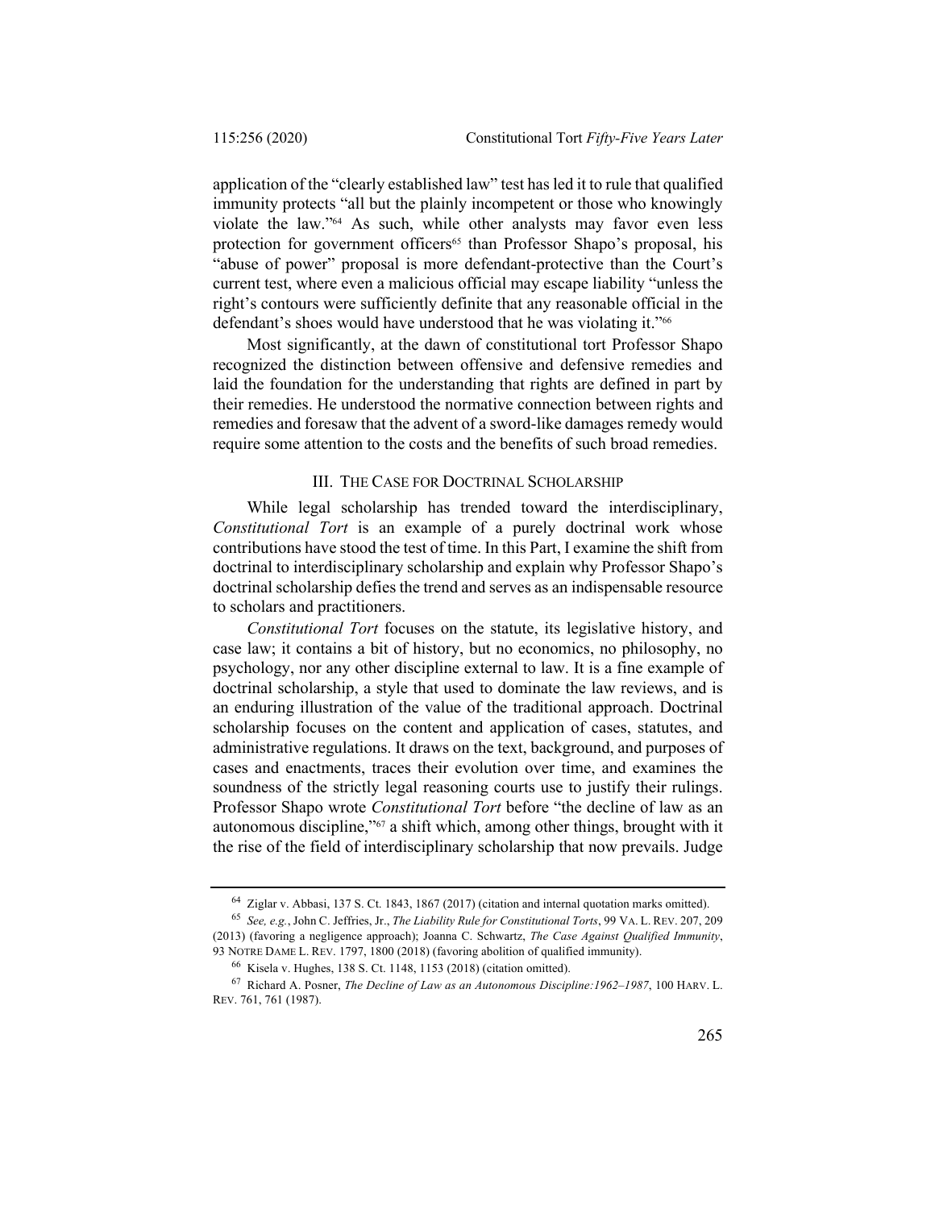application of the "clearly established law" test has led it to rule that qualified immunity protects "all but the plainly incompetent or those who knowingly violate the law."[64] As such, while other analysts may favor even less protection for government officers[65] than Professor Shapo's proposal, his "abuse of power" proposal is more defendant-protective than the Court's current test, where even a malicious official may escape liability "unless the right's contours were sufficiently definite that any reasonable official in the defendant's shoes would have understood that he was violating it."[66]

Most significantly, at the dawn of constitutional tort Professor Shapo recognized the distinction between offensive and defensive remedies and laid the foundation for the understanding that rights are defined in part by their remedies. He understood the normative connection between rights and remedies and foresaw that the advent of a sword-like damages remedy would require some attention to the costs and the benefits of such broad remedies.

## III. THE CASE FOR DOCTRINAL SCHOLARSHIP

While legal scholarship has trended toward the interdisciplinary, *Constitutional Tort* is an example of a purely doctrinal work whose contributions have stood the test of time. In this Part, I examine the shift from doctrinal to interdisciplinary scholarship and explain why Professor Shapo's doctrinal scholarship defies the trend and serves as an indispensable resource to scholars and practitioners.

*Constitutional Tort* focuses on the statute, its legislative history, and case law; it contains a bit of history, but no economics, no philosophy, no psychology, nor any other discipline external to law. It is a fine example of doctrinal scholarship, a style that used to dominate the law reviews, and is an enduring illustration of the value of the traditional approach. Doctrinal scholarship focuses on the content and application of cases, statutes, and administrative regulations. It draws on the text, background, and purposes of cases and enactments, traces their evolution over time, and examines the soundness of the strictly legal reasoning courts use to justify their rulings. Professor Shapo wrote *Constitutional Tort* before "the decline of law as an autonomous discipline,"[67] a shift which, among other things, brought with it the rise of the field of interdisciplinary scholarship that now prevails. Judge

---

[64] Ziglar v. Abbasi, 137 S. Ct. 1843, 1867 (2017) (citation and internal quotation marks omitted).

[65] *See, e.g.*, John C. Jeffries, Jr., *The Liability Rule for Constitutional Torts*, 99 VA. L. REV. 207, 209 (2013) (favoring a negligence approach); Joanna C. Schwartz, *The Case Against Qualified Immunity*, 93 NOTRE DAME L. REV. 1797, 1800 (2018) (favoring abolition of qualified immunity).

[66] Kisela v. Hughes, 138 S. Ct. 1148, 1153 (2018) (citation omitted).

[67] Richard A. Posner, *The Decline of Law as an Autonomous Discipline:1962–1987*, 100 HARV. L. REV. 761, 761 (1987).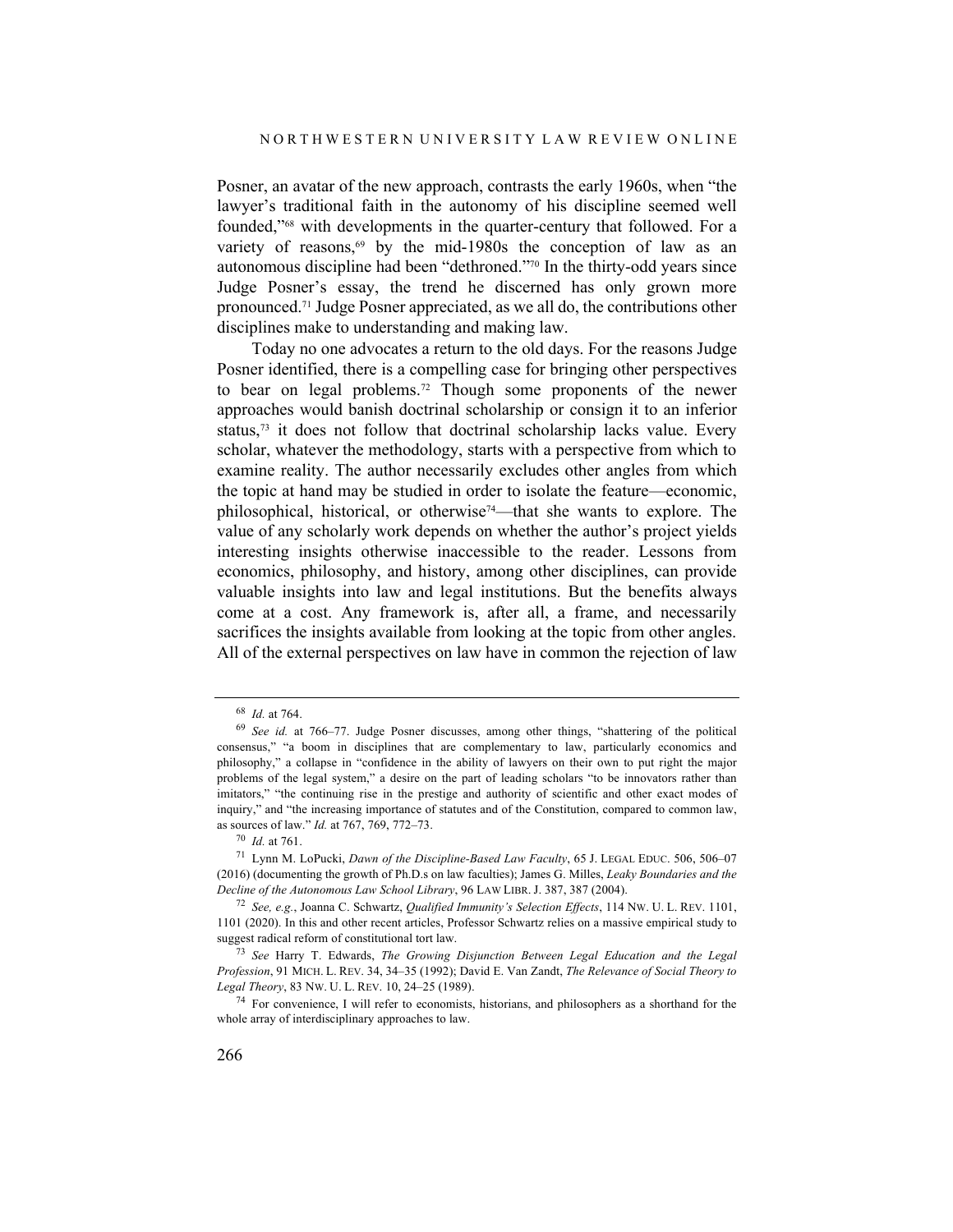Posner, an avatar of the new approach, contrasts the early 1960s, when "the lawyer's traditional faith in the autonomy of his discipline seemed well founded,"[68] with developments in the quarter-century that followed. For a variety of reasons,[69] by the mid-1980s the conception of law as an autonomous discipline had been "dethroned."[70] In the thirty-odd years since Judge Posner's essay, the trend he discerned has only grown more pronounced.[71] Judge Posner appreciated, as we all do, the contributions other disciplines make to understanding and making law.

Today no one advocates a return to the old days. For the reasons Judge Posner identified, there is a compelling case for bringing other perspectives to bear on legal problems.[72] Though some proponents of the newer approaches would banish doctrinal scholarship or consign it to an inferior status,[73] it does not follow that doctrinal scholarship lacks value. Every scholar, whatever the methodology, starts with a perspective from which to examine reality. The author necessarily excludes other angles from which the topic at hand may be studied in order to isolate the feature—economic, philosophical, historical, or otherwise[74]—that she wants to explore. The value of any scholarly work depends on whether the author's project yields interesting insights otherwise inaccessible to the reader. Lessons from economics, philosophy, and history, among other disciplines, can provide valuable insights into law and legal institutions. But the benefits always come at a cost. Any framework is, after all, a frame, and necessarily sacrifices the insights available from looking at the topic from other angles. All of the external perspectives on law have in common the rejection of law

---

[68] *Id.* at 764.

[69] *See id.* at 766–77. Judge Posner discusses, among other things, "shattering of the political consensus," "a boom in disciplines that are complementary to law, particularly economics and philosophy," a collapse in "confidence in the ability of lawyers on their own to put right the major problems of the legal system," a desire on the part of leading scholars "to be innovators rather than imitators," "the continuing rise in the prestige and authority of scientific and other exact modes of inquiry," and "the increasing importance of statutes and of the Constitution, compared to common law, as sources of law." *Id.* at 767, 769, 772–73.

[70] *Id.* at 761.

[71] Lynn M. LoPucki, *Dawn of the Discipline-Based Law Faculty*, 65 J. LEGAL EDUC. 506, 506–07 (2016) (documenting the growth of Ph.D.s on law faculties); James G. Milles, *Leaky Boundaries and the Decline of the Autonomous Law School Library*, 96 LAW LIBR. J. 387, 387 (2004).

[72] *See, e.g.*, Joanna C. Schwartz, *Qualified Immunity's Selection Effects*, 114 NW. U. L. REV. 1101, 1101 (2020). In this and other recent articles, Professor Schwartz relies on a massive empirical study to suggest radical reform of constitutional tort law.

[73] *See* Harry T. Edwards, *The Growing Disjunction Between Legal Education and the Legal Profession*, 91 MICH. L. REV. 34, 34–35 (1992); David E. Van Zandt, *The Relevance of Social Theory to Legal Theory*, 83 NW. U. L. REV. 10, 24–25 (1989).

[74] For convenience, I will refer to economists, historians, and philosophers as a shorthand for the whole array of interdisciplinary approaches to law.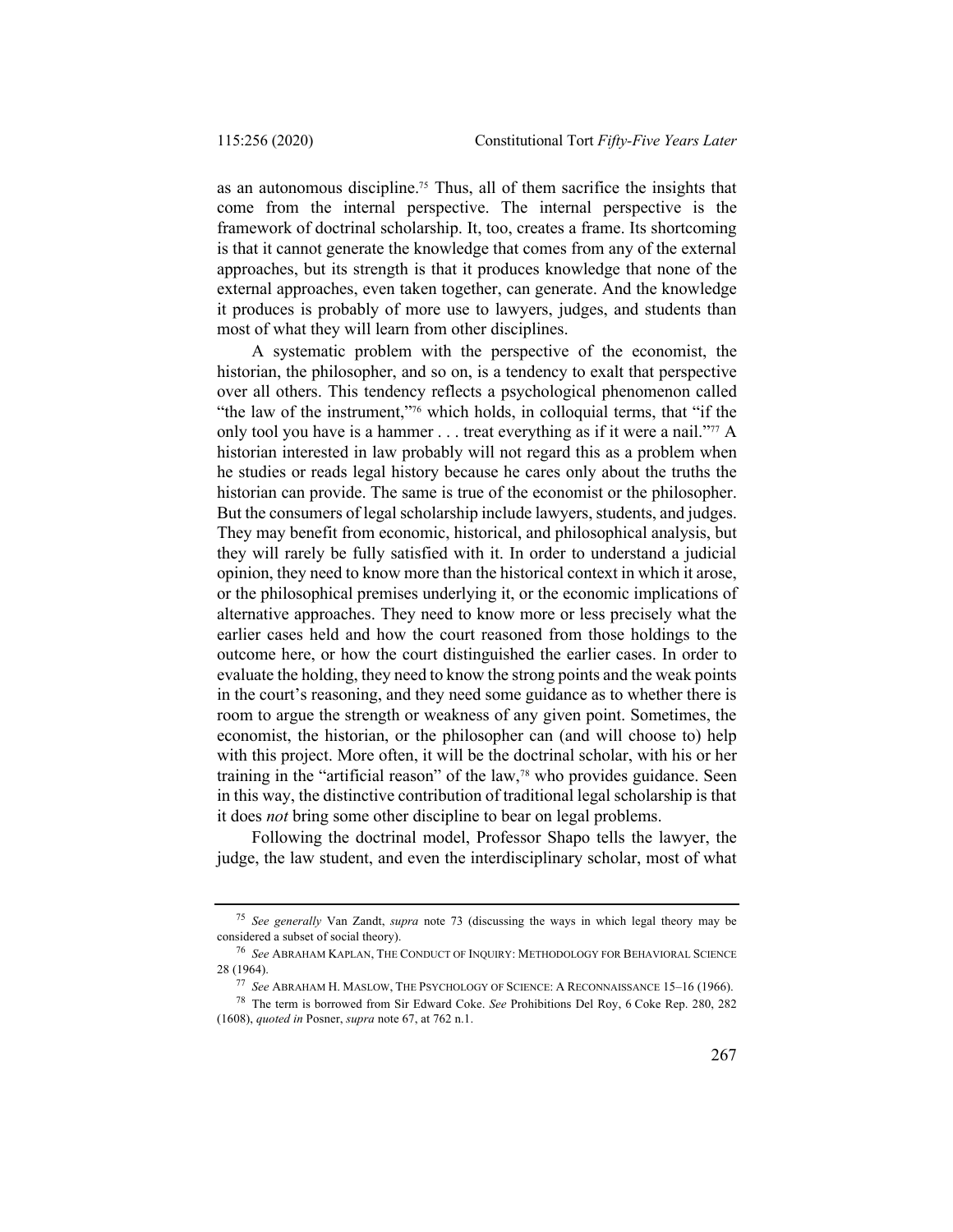as an autonomous discipline.[75] Thus, all of them sacrifice the insights that come from the internal perspective. The internal perspective is the framework of doctrinal scholarship. It, too, creates a frame. Its shortcoming is that it cannot generate the knowledge that comes from any of the external approaches, but its strength is that it produces knowledge that none of the external approaches, even taken together, can generate. And the knowledge it produces is probably of more use to lawyers, judges, and students than most of what they will learn from other disciplines.

A systematic problem with the perspective of the economist, the historian, the philosopher, and so on, is a tendency to exalt that perspective over all others. This tendency reflects a psychological phenomenon called "the law of the instrument,"[76] which holds, in colloquial terms, that "if the only tool you have is a hammer . . . treat everything as if it were a nail."[77] A historian interested in law probably will not regard this as a problem when he studies or reads legal history because he cares only about the truths the historian can provide. The same is true of the economist or the philosopher. But the consumers of legal scholarship include lawyers, students, and judges. They may benefit from economic, historical, and philosophical analysis, but they will rarely be fully satisfied with it. In order to understand a judicial opinion, they need to know more than the historical context in which it arose, or the philosophical premises underlying it, or the economic implications of alternative approaches. They need to know more or less precisely what the earlier cases held and how the court reasoned from those holdings to the outcome here, or how the court distinguished the earlier cases. In order to evaluate the holding, they need to know the strong points and the weak points in the court's reasoning, and they need some guidance as to whether there is room to argue the strength or weakness of any given point. Sometimes, the economist, the historian, or the philosopher can (and will choose to) help with this project. More often, it will be the doctrinal scholar, with his or her training in the "artificial reason" of the law,[78] who provides guidance. Seen in this way, the distinctive contribution of traditional legal scholarship is that it does *not* bring some other discipline to bear on legal problems.

Following the doctrinal model, Professor Shapo tells the lawyer, the judge, the law student, and even the interdisciplinary scholar, most of what

---

[75] *See generally* Van Zandt, *supra* note 73 (discussing the ways in which legal theory may be considered a subset of social theory).

[76] *See* ABRAHAM KAPLAN, THE CONDUCT OF INQUIRY: METHODOLOGY FOR BEHAVIORAL SCIENCE 28 (1964).

[77] *See* ABRAHAM H. MASLOW, THE PSYCHOLOGY OF SCIENCE: A RECONNAISSANCE 15–16 (1966).

[78] The term is borrowed from Sir Edward Coke. *See* Prohibitions Del Roy, 6 Coke Rep. 280, 282 (1608), *quoted in* Posner, *supra* note 67, at 762 n.1.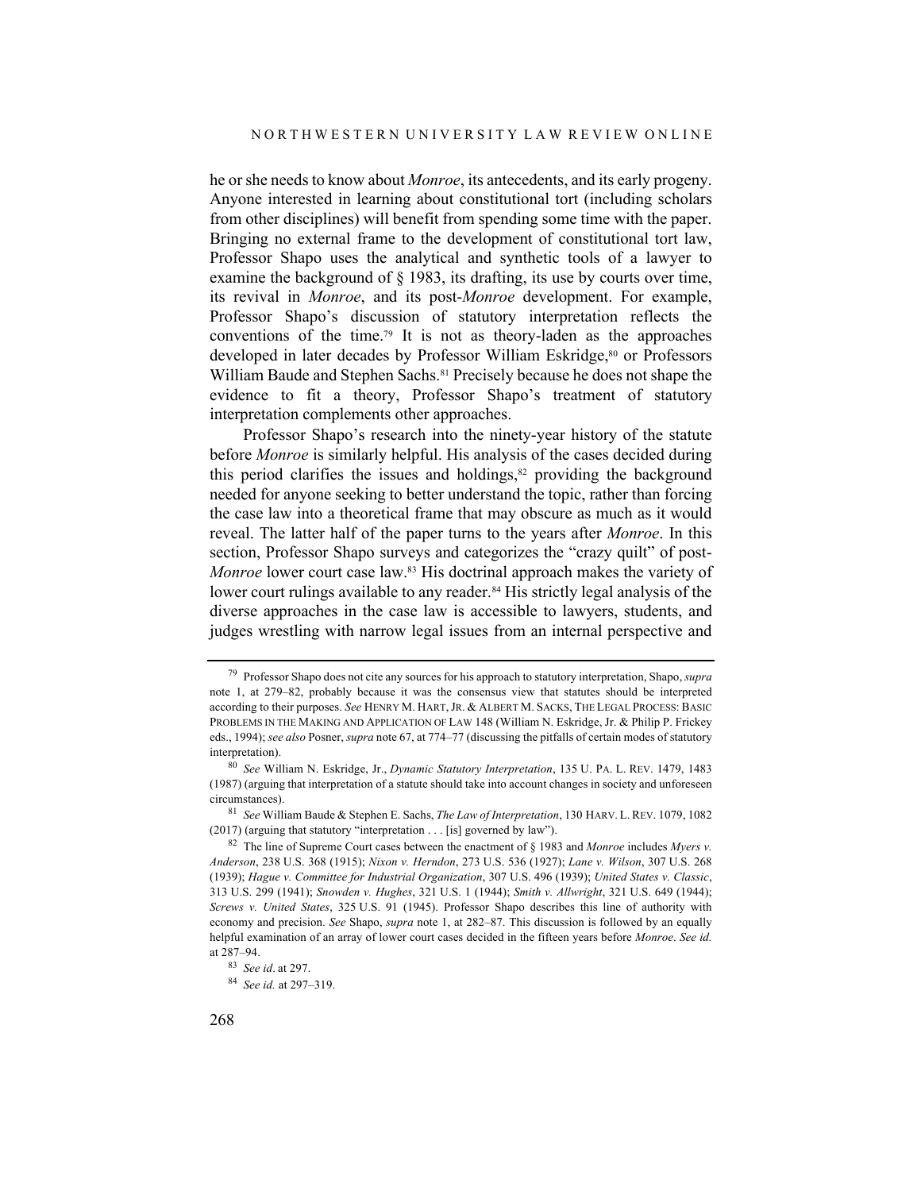he or she needs to know about *Monroe*, its antecedents, and its early progeny. Anyone interested in learning about constitutional tort (including scholars from other disciplines) will benefit from spending some time with the paper. Bringing no external frame to the development of constitutional tort law, Professor Shapo uses the analytical and synthetic tools of a lawyer to examine the background of § 1983, its drafting, its use by courts over time, its revival in *Monroe*, and its post-*Monroe* development. For example, Professor Shapo's discussion of statutory interpretation reflects the conventions of the time.[79] It is not as theory-laden as the approaches developed in later decades by Professor William Eskridge,[80] or Professors William Baude and Stephen Sachs.[81] Precisely because he does not shape the evidence to fit a theory, Professor Shapo's treatment of statutory interpretation complements other approaches.

Professor Shapo's research into the ninety-year history of the statute before *Monroe* is similarly helpful. His analysis of the cases decided during this period clarifies the issues and holdings,[82] providing the background needed for anyone seeking to better understand the topic, rather than forcing the case law into a theoretical frame that may obscure as much as it would reveal. The latter half of the paper turns to the years after *Monroe*. In this section, Professor Shapo surveys and categorizes the "crazy quilt" of post-*Monroe* lower court case law.[83] His doctrinal approach makes the variety of lower court rulings available to any reader.[84] His strictly legal analysis of the diverse approaches in the case law is accessible to lawyers, students, and judges wrestling with narrow legal issues from an internal perspective and

---

[79] Professor Shapo does not cite any sources for his approach to statutory interpretation, Shapo, *supra* note 1, at 279–82, probably because it was the consensus view that statutes should be interpreted according to their purposes. *See* HENRY M. HART, JR. & ALBERT M. SACKS, THE LEGAL PROCESS: BASIC PROBLEMS IN THE MAKING AND APPLICATION OF LAW 148 (William N. Eskridge, Jr. & Philip P. Frickey eds., 1994); *see also* Posner, *supra* note 67, at 774–77 (discussing the pitfalls of certain modes of statutory interpretation).

[80] *See* William N. Eskridge, Jr., *Dynamic Statutory Interpretation*, 135 U. PA. L. REV. 1479, 1483 (1987) (arguing that interpretation of a statute should take into account changes in society and unforeseen circumstances).

[81] *See* William Baude & Stephen E. Sachs, *The Law of Interpretation*, 130 HARV. L. REV. 1079, 1082 (2017) (arguing that statutory "interpretation . . . [is] governed by law").

[82] The line of Supreme Court cases between the enactment of § 1983 and *Monroe* includes *Myers v. Anderson*, 238 U.S. 368 (1915); *Nixon v. Herndon*, 273 U.S. 536 (1927); *Lane v. Wilson*, 307 U.S. 268 (1939); *Hague v. Committee for Industrial Organization*, 307 U.S. 496 (1939); *United States v. Classic*, 313 U.S. 299 (1941); *Snowden v. Hughes*, 321 U.S. 1 (1944); *Smith v. Allwright*, 321 U.S. 649 (1944); *Screws v. United States*, 325 U.S. 91 (1945). Professor Shapo describes this line of authority with economy and precision. *See* Shapo, *supra* note 1, at 282–87. This discussion is followed by an equally helpful examination of an array of lower court cases decided in the fifteen years before *Monroe*. *See id.* at 287–94.

[83] *See id*. at 297.

[84] *See id.* at 297–319.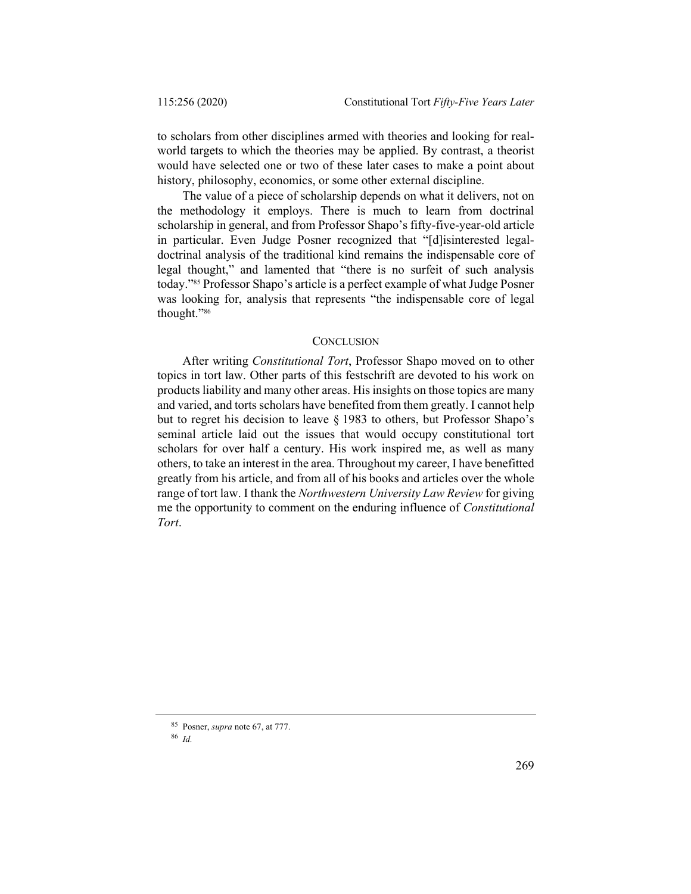to scholars from other disciplines armed with theories and looking for real-world targets to which the theories may be applied. By contrast, a theorist would have selected one or two of these later cases to make a point about history, philosophy, economics, or some other external discipline.

The value of a piece of scholarship depends on what it delivers, not on the methodology it employs. There is much to learn from doctrinal scholarship in general, and from Professor Shapo's fifty-five-year-old article in particular. Even Judge Posner recognized that "[d]isinterested legal-doctrinal analysis of the traditional kind remains the indispensable core of legal thought," and lamented that "there is no surfeit of such analysis today."[85] Professor Shapo's article is a perfect example of what Judge Posner was looking for, analysis that represents "the indispensable core of legal thought."[86]

## CONCLUSION

After writing *Constitutional Tort*, Professor Shapo moved on to other topics in tort law. Other parts of this festschrift are devoted to his work on products liability and many other areas. His insights on those topics are many and varied, and torts scholars have benefited from them greatly. I cannot help but to regret his decision to leave § 1983 to others, but Professor Shapo's seminal article laid out the issues that would occupy constitutional tort scholars for over half a century. His work inspired me, as well as many others, to take an interest in the area. Throughout my career, I have benefitted greatly from his article, and from all of his books and articles over the whole range of tort law. I thank the *Northwestern University Law Review* for giving me the opportunity to comment on the enduring influence of *Constitutional Tort*.

---

[85] Posner, *supra* note 67, at 777.

[86] *Id.*